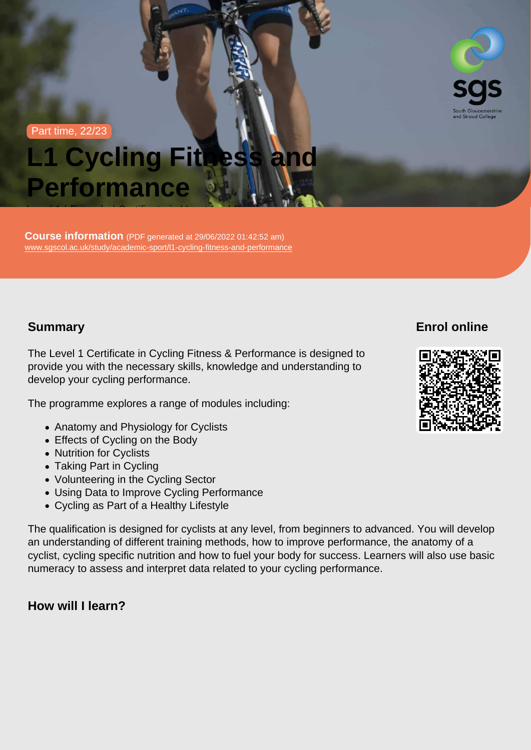Part time, 22/23

# L1 Cycling Fitness and Performance

**Course information** (PDF generated at 29/06/2022 01:42:52 am)
www.sgscol.ac.uk/study/academic-sport/l1-cycling-fitness-and-performance

## Summary

The Level 1 Certificate in Cycling Fitness & Performance is designed to provide you with the necessary skills, knowledge and understanding to develop your cycling performance.

The programme explores a range of modules including:

- Anatomy and Physiology for Cyclists
- Effects of Cycling on the Body
- Nutrition for Cyclists
- Taking Part in Cycling
- Volunteering in the Cycling Sector
- Using Data to Improve Cycling Performance
- Cycling as Part of a Healthy Lifestyle

The qualification is designed for cyclists at any level, from beginners to advanced. You will develop an understanding of different training methods, how to improve performance, the anatomy of a cyclist, cycling specific nutrition and how to fuel your body for success. Learners will also use basic numeracy to assess and interpret data related to your cycling performance.

## Enrol online

## How will I learn?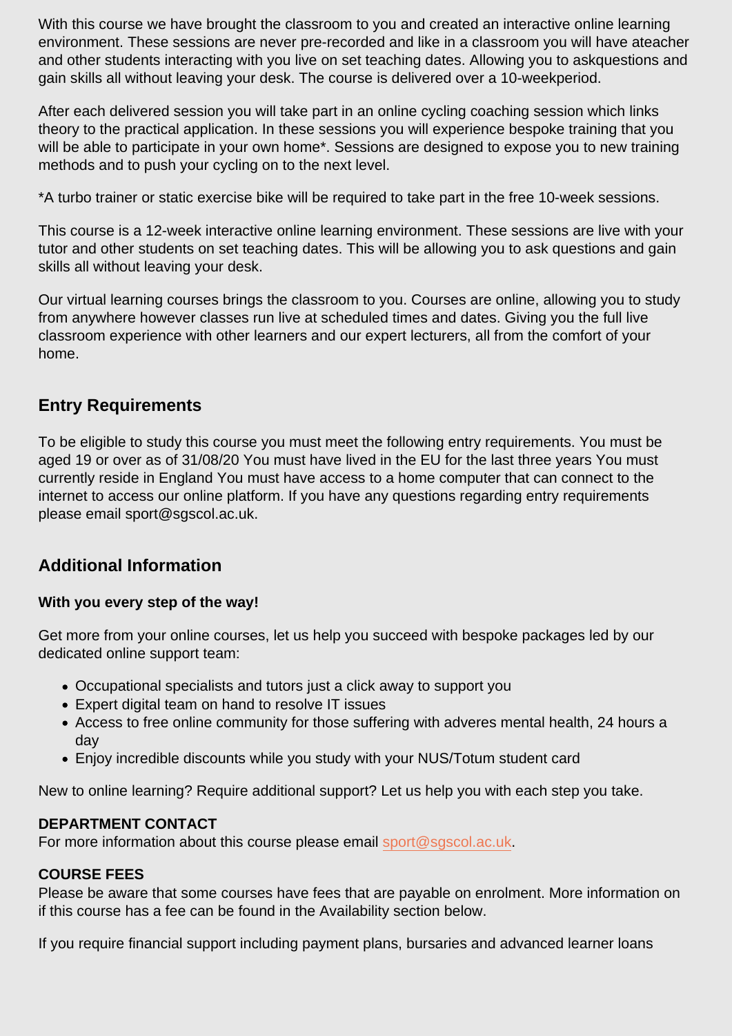With this course we have brought the classroom to you and created an interactive online learning environment. These sessions are never pre-recorded and like in a classroom you will have ateacher and other students interacting with you live on set teaching dates. Allowing you to askquestions and gain skills all without leaving your desk. The course is delivered over a 10-weekperiod.

After each delivered session you will take part in an online cycling coaching session which links theory to the practical application. In these sessions you will experience bespoke training that you will be able to participate in your own home*. Sessions are designed to expose you to new training methods and to push your cycling on to the next level.

*A turbo trainer or static exercise bike will be required to take part in the free 10-week sessions.

This course is a 12-week interactive online learning environment. These sessions are live with your tutor and other students on set teaching dates. This will be allowing you to ask questions and gain skills all without leaving your desk.

Our virtual learning courses brings the classroom to you. Courses are online, allowing you to study from anywhere however classes run live at scheduled times and dates. Giving you the full live classroom experience with other learners and our expert lecturers, all from the comfort of your home.

## Entry Requirements

To be eligible to study this course you must meet the following entry requirements. You must be aged 19 or over as of 31/08/20 You must have lived in the EU for the last three years You must currently reside in England You must have access to a home computer that can connect to the internet to access our online platform. If you have any questions regarding entry requirements please email sport@sgscol.ac.uk.

## Additional Information

**With you every step of the way!**

Get more from your online courses, let us help you succeed with bespoke packages led by our dedicated online support team:

- Occupational specialists and tutors just a click away to support you
- Expert digital team on hand to resolve IT issues
- Access to free online community for those suffering with adveres mental health, 24 hours a day
- Enjoy incredible discounts while you study with your NUS/Totum student card

New to online learning? Require additional support? Let us help you with each step you take.

**DEPARTMENT CONTACT**
For more information about this course please email sport@sgscol.ac.uk.

**COURSE FEES**
Please be aware that some courses have fees that are payable on enrolment. More information on if this course has a fee can be found in the Availability section below.

If you require financial support including payment plans, bursaries and advanced learner loans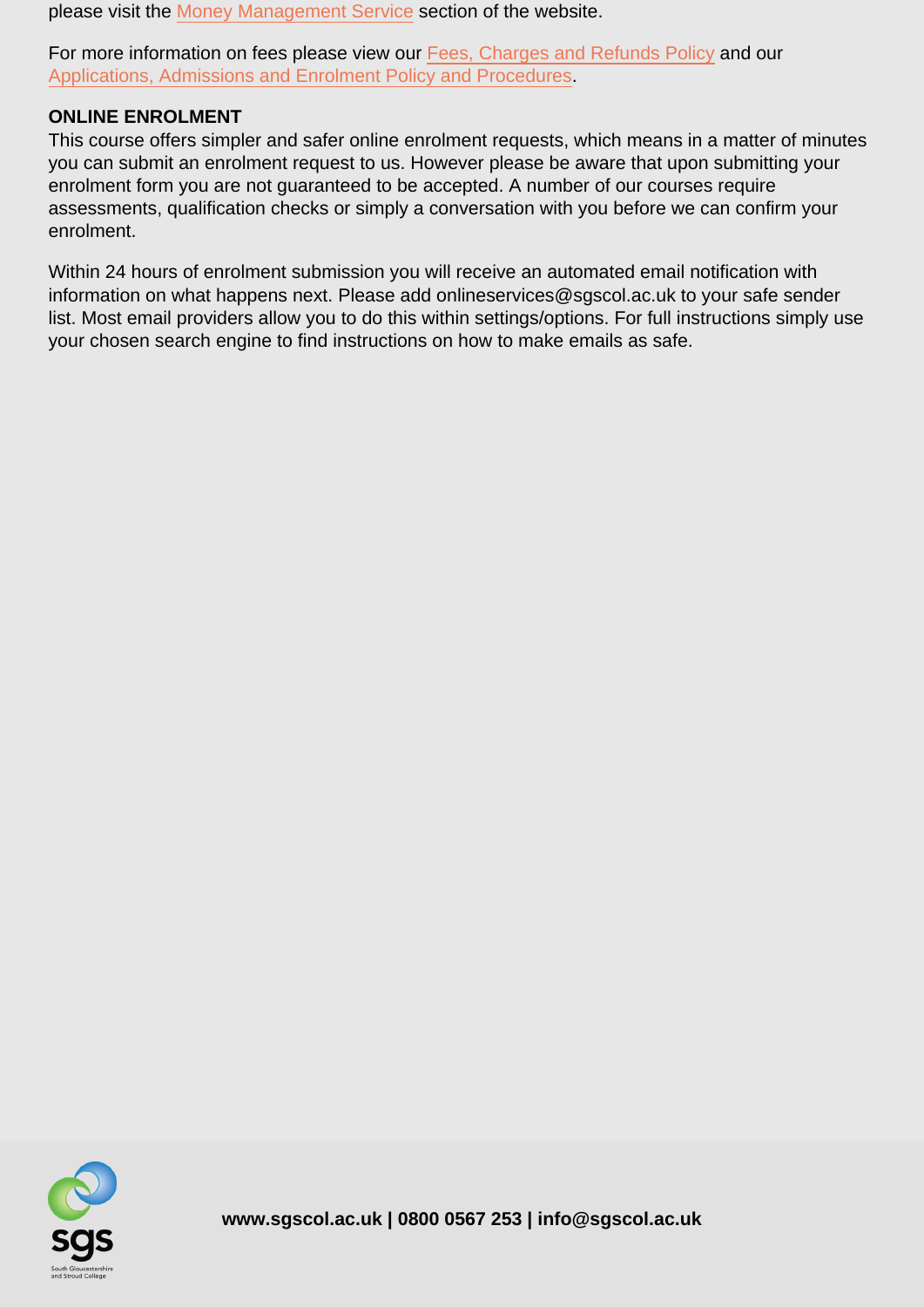please visit the Money Management Service section of the website.

For more information on fees please view our Fees, Charges and Refunds Policy and our Applications, Admissions and Enrolment Policy and Procedures.

**ONLINE ENROLMENT**

This course offers simpler and safer online enrolment requests, which means in a matter of minutes you can submit an enrolment request to us. However please be aware that upon submitting your enrolment form you are not guaranteed to be accepted. A number of our courses require assessments, qualification checks or simply a conversation with you before we can confirm your enrolment.

Within 24 hours of enrolment submission you will receive an automated email notification with information on what happens next. Please add onlineservices@sgscol.ac.uk to your safe sender list. Most email providers allow you to do this within settings/options. For full instructions simply use your chosen search engine to find instructions on how to make emails as safe.